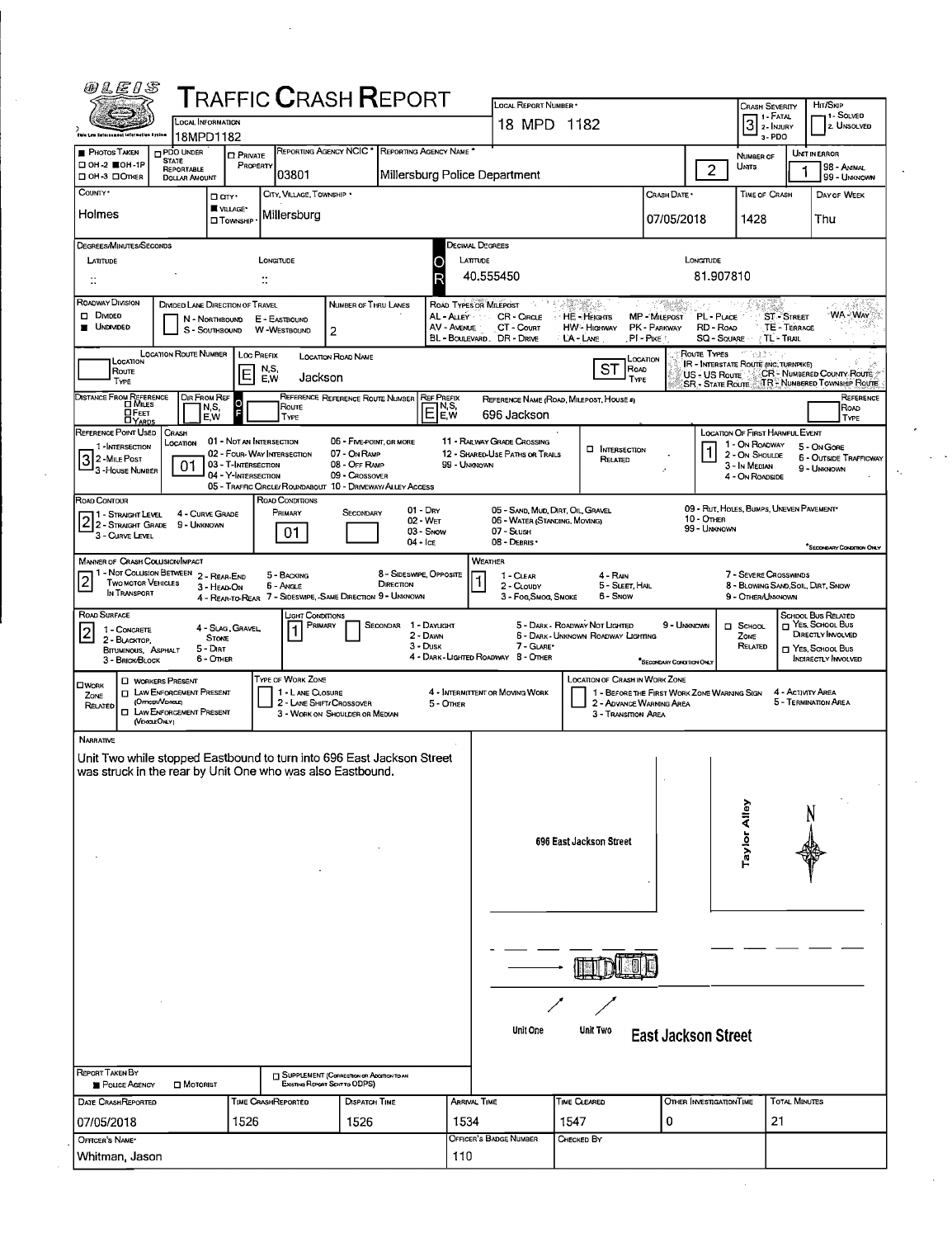# TRAFFIC CRASH REPORT

| Field | Value |
|---|---|
| Local Information | 18MPD1182 |
| Local Report Number | 18 MPD 1182 |
| Crash Severity | 3 (1 - Fatal, 2 - Injury, 3 - PDO) |
| Hit/Skip | 1 - Solved, 2. Unsolved |
| Photos Taken | OH-2, OH-1P, OH-3, Other |
| PDO Under State Reportable Dollar Amount | |
| Private Property | |
| Reporting Agency NCIC | 03801 |
| Reporting Agency Name | Millersburg Police Department |
| Number of Units | 2 |
| Unit in Error | 1 (98 - Animal, 99 - Unknown) |
| County | Holmes |
| City, Village, Township | Village - Millersburg |
| Crash Date | 07/05/2018 |
| Time of Crash | 1428 |
| Day of Week | Thu |
| Decimal Degrees Latitude | 40.555450 |
| Decimal Degrees Longitude | 81.907810 |

**Roadway Division:** Undivided
**Number of Thru Lanes:** 2

**Location Route:** Loc Prefix: E — Location Road Name: Jackson — Location Road Type: ST

**Distance From Reference:** Ref Prefix: E — Reference Name: 696 Jackson

**Reference Point Used:** 3 - House Number
**Crash Location:** 01 - Not an Intersection
**Location of First Harmful Event:** 1 - On Roadway

**Road Contour:** 2 - Straight Grade
**Road Conditions:** Primary: 01 - Dry

**Manner of Crash Collision/Impact:** 2 - Rear-End
**Weather:** 1 - Clear

**Road Surface:** 2 - Blacktop, Bituminous, Asphalt
**Light Conditions:** Primary: 1 - Daylight

**Work Zone:** Not indicated

## Narrative

Unit Two while stopped Eastbound to turn into 696 East Jackson Street was struck in the rear by Unit One who was also Eastbound.

Diagram labels: Taylor Alley; 696 East Jackson Street; N; Unit One; Unit Two; East Jackson Street

| Field | Value |
|---|---|
| Report Taken By | Police Agency |
| Date Crash Reported | 07/05/2018 |
| Time Crash Reported | 1526 |
| Dispatch Time | 1526 |
| Arrival Time | 1534 |
| Time Cleared | 1547 |
| Other Investigation Time | 0 |
| Total Minutes | 21 |
| Officer's Name | Whitman, Jason |
| Officer's Badge Number | 110 |
| Checked By | |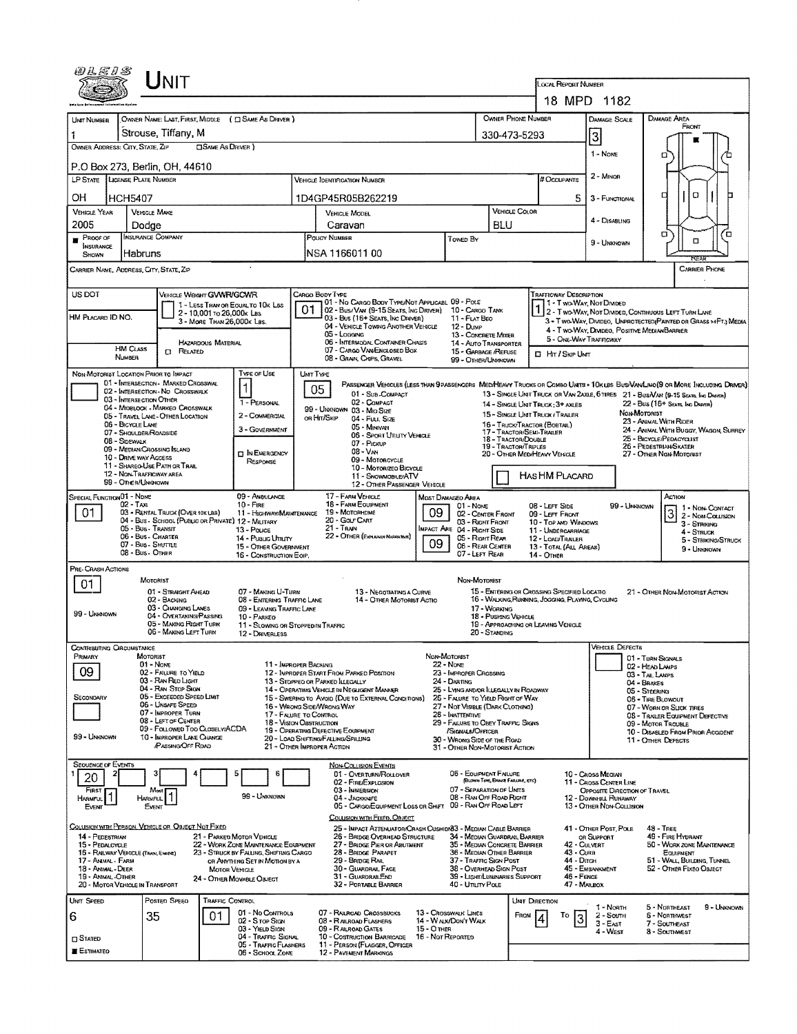# UNIT

**LOCAL REPORT NUMBER:** 18 MPD 1182

| UNIT NUMBER | OWNER NAME: LAST, FIRST, MIDDLE ( ☐ SAME AS DRIVER ) | OWNER PHONE NUMBER | DAMAGE SCALE | DAMAGE AREA |
|---|---|---|---|---|
| 1 | Strouse, Tiffany, M | 330-473-5293 | 3 | FRONT |

OWNER ADDRESS: CITY, STATE, ZIP ☐ SAME AS DRIVER )

P.O Box 273, Berlin, OH, 44610

| LP STATE | LICENSE PLATE NUMBER | VEHICLE IDENTIFICATION NUMBER | # OCCUPANTS |
|---|---|---|---|
| OH | HCH5407 | 1D4GP45R05B262219 | 5 |

| VEHICLE YEAR | VEHICLE MAKE | VEHICLE MODEL | VEHICLE COLOR |
|---|---|---|---|
| 2005 | Dodge | Caravan | BLU |

| PROOF OF INSURANCE SHOWN | INSURANCE COMPANY | POLICY NUMBER | TOWED BY |
|---|---|---|---|
| ■ | Habruns | NSA 1166011 00 | |

DAMAGE SCALE: 1 - NONE; 2 - MINOR; 3 - FUNCTIONAL; 4 - DISABLING; 9 - UNKNOWN

CARRIER NAME, ADDRESS, CITY, STATE, ZIP — CARRIER PHONE

US DOT — VEHICLE WEIGHT GVWR/GCWR: 1 - LESS THAN OR EQUAL TO 10K LBS; 2 - 10,001 TO 26,000K LBS; 3 - MORE THAN 26,000K LBS.

HM PLACARD ID NO. — HM CLASS NUMBER — HAZARDOUS MATERIAL ☐ RELATED

CARGO BODY TYPE: **01** — 01 - NO CARGO BODY TYPE/NOT APPLICABL; 02 - BUS/VAN (9-15 SEATS, INC DRIVER); 03 - BUS (16+ SEATS, INC DRIVER); 04 - VEHICLE TOWING ANOTHER VEHICLE; 05 - LOGGING; 06 - INTERMODAL CONTAINER CHASIS; 07 - CARGO VAN/ENCLOSED BOX; 08 - GRAIN, CHIPS, GRAVEL; 09 - POLE; 10 - CARGO TANK; 11 - FLAT BED; 12 - DUMP; 13 - CONCRETE MIXER; 14 - AUTO TRANSPORTER; 15 - GARBAGE /REFUSE; 99 - OTHER/UNKNOWN

TRAFFICWAY DESCRIPTION: **1** — 1 - TWO-WAY, NOT DIVIDED; 2 - TWO-WAY, NOT DIVIDED, CONTINUOUS LEFT TURN LANE; 3 - TWO-WAY, DIVIDED, UNPROTECTED(PAINTED OR GRASS >4FT.) MEDIA; 4 - TWO-WAY, DIVIDED, POSITIVE MEDIAN BARRIER; 5 - ONE-WAY TRAFFICWAY; ☐ HIT / SKIP UNIT

NON-MOTORIST LOCATION PRIOR TO IMPACT: 01 - INTERSECTION - MARKED CROSSWAL; 02 - INTERSECTION - NO CROSSWALK; 03 - INTERSECTION OTHER; 04 - MIDBLOCK - MARKED CROSSWALK; 05 - TRAVEL LANE - OTHER LOCATION; 06 - BICYCLE LANE; 07 - SHOULDER/ROADSIDE; 08 - SIDEWALK; 09 - MEDIAN/CROSSING ISLAND; 10 - DRIVE WAY ACCESS; 11 - SHARED-USE PATH OR TRAIL; 12 - NON-TRAFFICWAY AREA; 99 - OTHER/UNKNOWN

TYPE OF USE: **1** — 1 - PERSONAL; 2 - COMMERCIAL; 3 - GOVERNMENT; ☐ IN EMERGENCY RESPONSE

UNIT TYPE: **05** — PASSENGER VEHICLES (LESS THAN 9 PASSENGERS MED/HEAVY TRUCKS OR COMBO UNITS > 10K LBS BUS/VAN/LIMO(9 OR MORE INCLUDING DRIVER): 01 - SUB-COMPACT; 02 - COMPACT; 99 - UNKNOWN 03 - MID SIZE OR HIT/SKIP; 04 - FULL SIZE; 05 - MINIVAN; 06 - SPORT UTILITY VEHICLE; 07 - PICKUP; 08 - VAN; 09 - MOTORCYCLE; 10 - MOTORIZED BICYCLE; 11 - SNOWMOBILE/ATV; 12 - OTHER PASSENGER VEHICLE; 13 - SINGLE UNIT TRUCK OR VAN 2AXLE, 6 TIRES; 14 - SINGLE UNIT TRUCK; 3+ AXLES; 15 - SINGLE UNIT TRUCK / TRAILER; 16 - TRUCK/TRACTOR (BOBTAIL); 17 - TRACTOR/SEMI-TRAILER; 18 - TRACTOR/DOUBLE; 19 - TRACTOR/TRIPLES; 20 - OTHER MED/HEAVY VEHICLE; 21 - BUS/VAN (9-15 SEATS, INC DRIVER); 22 - BUS (16+ SEATS, INC DRIVER); NON-MOTORIST: 23 - ANIMAL WITH RIDER; 24 - ANIMAL WITH BUGGY, WAGON, SURREY; 25 - BICYCLE/PEDACYCLIST; 26 - PEDESTRIAN/SKATER; 27 - OTHER NON-MOTORIST; ☐ HAS HM PLACARD

SPECIAL FUNCTION: **01** — 01 - NONE; 02 - TAXI; 03 - RENTAL TRUCK (OVER 10K LBS); 04 - BUS - SCHOOL (PUBLIC OR PRIVATE); 05 - BUS - TRANSIT; 06 - BUS - CHARTER; 07 - BUS - SHUTTLE; 08 - BUS - OTHER; 09 - AMBULANCE; 10 - FIRE; 11 - HIGHWAY/MAINTENANCE; 12 - MILITARY; 13 - POLICE; 14 - PUBLIC UTILITY; 15 - OTHER GOVERNMENT; 16 - CONSTRUCTION EQIP.; 17 - FARM VEHICLE; 18 - FARM EQUIPMENT; 19 - MOTORHOME; 20 - GOLF CART; 21 - TRAIN; 22 - OTHER (EXPLAIN IN NARRATIVE)

MOST DAMAGED AREA: **09**; IMPACT ARE: **09** — 01 - NONE; 02 - CENTER FRONT; 03 - RIGHT FRONT; 04 - RIGHT SIDE; 05 - RIGHT REAR; 06 - REAR CENTER; 07 - LEFT REAR; 08 - LEFT SIDE; 09 - LEFT FRONT; 10 - TOP AND WINDOWS; 11 - UNDERCARRIAGE; 12 - LOAD/TRAILER; 13 - TOTAL (ALL AREAS); 14 - OTHER; 99 - UNKNOWN

ACTION: **3** — 1 - NON-CONTACT; 2 - NON-COLLISION; 3 - STRIKING; 4 - STRUCK; 5 - STRIKING/STRUCK; 9 - UNKNOWN

PRE-CRASH ACTIONS: **01** — MOTORIST: 01 - STRAIGHT AHEAD; 02 - BACKING; 03 - CHANGING LANES; 04 - OVERTAKING/PASSING; 05 - MAKING RIGHT TURN; 06 - MAKING LEFT TURN; 07 - MAKING U-TURN; 08 - ENTERING TRAFFIC LANE; 09 - LEAVING TRAFFIC LANE; 10 - PARKED; 11 - SLOWING OR STOPPED IN TRAFFIC; 12 - DRIVERLESS; 13 - NEGOTIATING A CURVE; 14 - OTHER MOTORIST ACTIO; 99 - UNKNOWN. NON-MOTORIST: 15 - ENTERING OR CROSSING SPECIFIED LOCATIO; 16 - WALKING, RUNNING, JOGGING, PLAYING, CYCLING; 17 - WORKING; 18 - PUSHING VEHICLE; 19 - APPROACHING OR LEAVING VEHICLE; 20 - STANDING; 21 - OTHER NON-MOTORIST ACTION

CONTRIBUTING CIRCUMSTANCE: PRIMARY **09**; SECONDARY (blank) — MOTORIST: 01 - NONE; 02 - FAILURE TO YIELD; 03 - RAN RED LIGHT; 04 - RAN STOP SIGN; 05 - EXCEEDED SPEED LIMIT; 06 - UNSAFE SPEED; 07 - IMPROPER TURN; 08 - LEFT OF CENTER; 09 - FOLLOWED TOO CLOSELY/ACDA; 10 - IMPROPER LANE CHANGE /PASSING/OFF ROAD; 11 - IMPROPER BACKING; 12 - IMPROPER START FROM PARKED POSITION; 13 - STOPPED OR PARKED ILLEGALLY; 14 - OPERATING VEHICLE IN NEGLIGENT MANNER; 15 - SWERING TO AVOID (DUE TO EXTERNAL CONDITIONS); 16 - WRONG SIDE/WRONG WAY; 17 - FAILURE TO CONTROL; 18 - VISION OBSTRUCTION; 19 - OPERATING DEFECTIVE EQUIPMENT; 20 - LOAD SHIFTING/FALLING/SPILLING; 21 - OTHER IMPROPER ACTION; 99 - UNKNOWN. NON-MOTORIST: 22 - NONE; 23 - IMPROPER CROSSING; 24 - DARTING; 25 - LYING AND/OR ILLEGALLY IN ROADWAY; 26 - FALURE TO YIELD RIGHT OF WAY; 27 - NOT VISIBLE (DARK CLOTHING); 28 - INATTENTIVE; 29 - FAILURE TO OBEY TRAFFIC SIGNS /SIGNALS/OFFICER; 30 - WRONG SIDE OF THE ROAD; 31 - OTHER NON-MOTORIST ACTION

VEHICLE DEFECTS: 01 - TURN SIGNALS; 02 - HEAD LAMPS; 03 - TAIL LAMPS; 04 - BRAKES; 05 - STEERING; 06 - TIRE BLOWOUT; 07 - WORN OR SLICK TIRES; 08 - TRAILER EQUIPMENT DEFECTIVE; 09 - MOTOR TROUBLE; 10 - DISABLED FROM PRIOR ACCIDENT; 11 - OTHER DEFECTS

SEQUENCE OF EVENTS: 1: **20**; 2; 3; 4; 5; 6 — FIRST HARMFUL EVENT: **1**; MOST HARMFUL EVENT: **1**; 99 - UNKNOWN

NON-COLLISION EVENTS: 01 - OVERTURN/ROLLOVER; 02 - FIRE/EXPLOSION; 03 - IMMERSION; 04 - JACKKNIFE; 05 - CARGO/EQUIPMENT LOSS OR SHIFT; 06 - EQUIPMENT FAILURE (BLOWN TIRE, BRAKE FAILURE, ETC); 07 - SEPARATION OF UNITS; 08 - RAN OFF ROAD RIGHT; 09 - RAN OFF ROAD LEFT; 10 - CROSS MEDIAN; 11 - CROSS CENTER LINE OPPOSITE DIRECTION OF TRAVEL; 12 - DOWNHILL RUNAWAY; 13 - OTHER NON-COLLISION

COLLISION WITH PERSON, VEHICLE OR OBJECT NOT FIXED: 14 - PEDESTRIAN; 15 - PEDALCYCLE; 16 - RAILWAY VEHICLE (TRAIN, ENGINE); 17 - ANIMAL - FARM; 18 - ANIMAL - DEER; 19 - ANIMAL - OTHER; 20 - MOTOR VEHICLE IN TRANSPORT; 21 - PARKED MOTOR VEHICLE; 22 - WORK ZONE MAINTENANCE EQUIPMENT; 23 - STRUCK BY FALLING, SHIFTING CARGO OR ANYTHING SET IN MOTION BY A MOTOR VEHICLE; 24 - OTHER MOVABLE OBJECT

COLLISION WITH FIXED, OBJECT: 25 - IMPACT ATTENUATOR/CRASH CUSHION; 26 - BRIDGE OVERHEAD STRUCTURE; 27 - BRIDGE PIER OR ABUTMENT; 28 - BRIDGE PARAPET; 29 - BRIDGE RAIL; 30 - GUARDRAIL FACE; 31 - GUARDRAIL END; 32 - PORTABLE BARRIER; 33 - MEDIAN CABLE BARRIER; 34 - MEDIAN GUARDRAIL BARRIER; 35 - MEDIAN CONCRETE BARRIER; 36 - MEDIAN OTHER BARRIER; 37 - TRAFFIC SIGN POST; 38 - OVERHEAD SIGN POST; 39 - LIGHT/LUMINARIES SUPPORT; 40 - UTILITY POLE; 41 - OTHER POST, POLE OR SUPPORT; 42 - CULVERT; 43 - CURB; 44 - DITCH; 45 - EMBANKMENT; 46 - FENCE; 47 - MAILBOX; 48 - TREE; 49 - FIRE HYDRANT; 50 - WORK ZONE MAINTENANCE EQUIPMENT; 51 - WALL, BUILDING, TUNNEL; 52 - OTHER FIXED OBJECT

| UNIT SPEED | POSTED SPEED | TRAFFIC CONTROL | UNIT DIRECTION |
|---|---|---|---|
| 6 | 35 | 01 | FROM 4 TO 3 |

☐ STATED ■ ESTIMATED

TRAFFIC CONTROL: 01 - NO CONTROLS; 02 - STOP SIGN; 03 - YIELD SIGN; 04 - TRAFFIC SIGNAL; 05 - TRAFFIC FLASHERS; 06 - SCHOOL ZONE; 07 - RAILROAD CROSSBUCKS; 08 - RAILROAD FLASHERS; 09 - RAILROAD GATES; 10 - COSTRUCTION BARRICADE; 11 - PERSON (FLAGGER, OFFICER); 12 - PAVEMENT MARKINGS; 13 - CROSSWALK LINES; 14 - WALK/DON'T WALK; 15 - OTHER; 16 - NOT REPORTED

UNIT DIRECTION: 1 - NORTH; 2 - SOUTH; 3 - EAST; 4 - WEST; 5 - NORTHEAST; 6 - NORTHWEST; 7 - SOUTHEAST; 8 - SOUTHWEST; 9 - UNKNOWN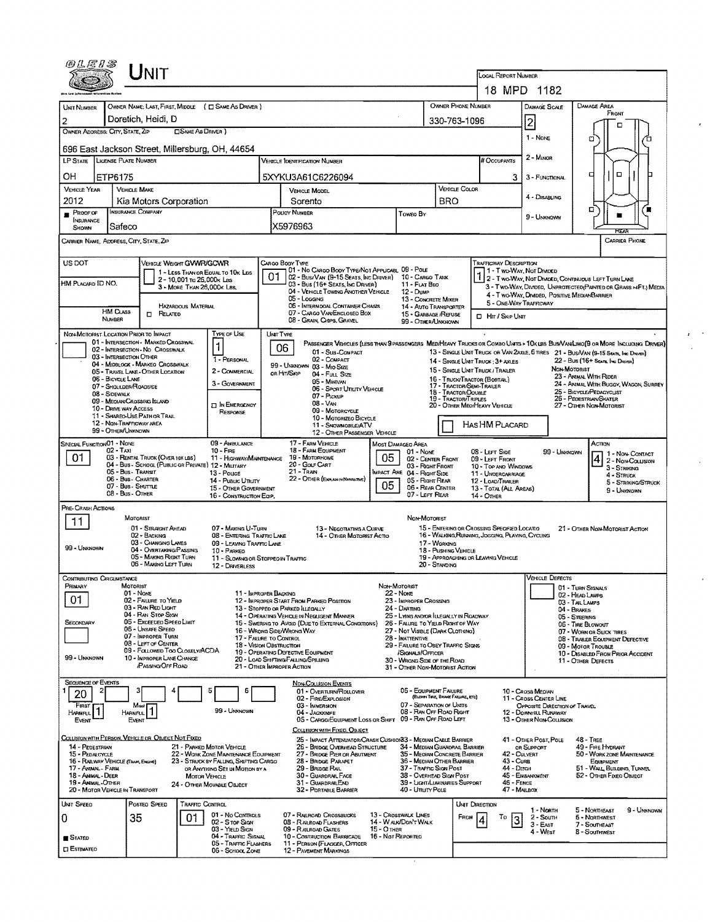# UNIT

**LOCAL REPORT NUMBER:** 18 MPD 1182

| UNIT NUMBER | OWNER NAME: LAST, FIRST, MIDDLE (☐ SAME AS DRIVER) | OWNER PHONE NUMBER | DAMAGE SCALE | DAMAGE AREA |
|---|---|---|---|---|
| 2 | Doretich, Heidi, D | 330-763-1096 | 2 | FRONT |

**OWNER ADDRESS: CITY, STATE, ZIP** (☐ SAME AS DRIVER)
696 East Jackson Street, Millersburg, OH, 44654

DAMAGE SCALE: 1 - NONE, 2 - MINOR, 3 - FUNCTIONAL, 4 - DISABLING, 9 - UNKNOWN

| LP STATE | LICENSE PLATE NUMBER | VEHICLE IDENTIFICATION NUMBER | # OCCUPANTS |
|---|---|---|---|
| OH | ETP6175 | 5XYKU3A61C6226094 | 3 |

| VEHICLE YEAR | VEHICLE MAKE | VEHICLE MODEL | VEHICLE COLOR |
|---|---|---|---|
| 2012 | Kia Motors Corporation | Sorento | BRO |

| ■ PROOF OF INSURANCE SHOWN | INSURANCE COMPANY | POLICY NUMBER | TOWED BY |
|---|---|---|---|
| | Safeco | X5976963 | |

CARRIER NAME, ADDRESS, CITY, STATE, ZIP — CARRIER PHONE

US DOT — VEHICLE WEIGHT GVWR/GCWR: 1 - LESS THAN OR EQUAL TO 10K LBS; 2 - 10,001 TO 26,000K LBS; 3 - MORE THAN 26,000K LBS.

HM PLACARD ID NO. — HM CLASS NUMBER — HAZARDOUS MATERIAL ☐ RELATED

CARGO BODY TYPE: **01** — 01 - NO CARGO BODY TYPE/NOT APPLICABLE; 02 - BUS/VAN (9-15 SEATS, INC DRIVER); 03 - BUS (16+ SEATS, INC DRIVER); 04 - VEHICLE TOWING ANOTHER VEHICLE; 05 - LOGGING; 06 - INTERMODAL CONTAINER CHASIS; 07 - CARGO VAN/ENCLOSED BOX; 08 - GRAIN, CHIPS, GRAVEL; 09 - POLE; 10 - CARGO TANK; 11 - FLAT BED; 12 - DUMP; 13 - CONCRETE MIXER; 14 - AUTO TRANSPORTER; 15 - GARBAGE/REFUSE; 99 - OTHER/UNKNOWN

TRAFFICWAY DESCRIPTION: **1** — 1 - TWO-WAY, NOT DIVIDED; 2 - TWO-WAY, NOT DIVIDED, CONTINUOUS LEFT TURN LANE; 3 - TWO-WAY, DIVIDED, UNPROTECTED (PAINTED OR GRASS >4FT.) MEDIA; 4 - TWO-WAY, DIVIDED, POSITIVE MEDIAN BARRIER; 5 - ONE-WAY TRAFFICWAY; ☐ HIT / SKIP UNIT

NON-MOTORIST LOCATION PRIOR TO IMPACT: 01 - INTERSECTION - MARKED CROSSWALK; 02 - INTERSECTION - NO CROSSWALK; 03 - INTERSECTION OTHER; 04 - MIDBLOCK - MARKED CROSSWALK; 05 - TRAVEL LANE - OTHER LOCATION; 06 - BICYCLE LANE; 07 - SHOULDER/ROADSIDE; 08 - SIDEWALK; 09 - MEDIAN/CROSSING ISLAND; 10 - DRIVE WAY ACCESS; 11 - SHARED-USE PATH OR TRAIL; 12 - NON-TRAFFICWAY AREA; 99 - OTHER/UNKNOWN

TYPE OF USE: **1** — 1 - PERSONAL; 2 - COMMERCIAL; 3 - GOVERNMENT; ☐ IN EMERGENCY RESPONSE

UNIT TYPE: **06** — PASSENGER VEHICLES (LESS THAN 9 PASSENGERS MED/HEAVY TRUCKS OR COMBO UNITS > 10K LBS BUS/VAN/LIMO (9 OR MORE INCLUDING DRIVER): 01 - SUB-COMPACT; 02 - COMPACT; 99 - UNKNOWN 03 - MID SIZE; OR HIT/SKIP 04 - FULL SIZE; 05 - MINIVAN; 06 - SPORT UTILITY VEHICLE; 07 - PICKUP; 08 - VAN; 09 - MOTORCYCLE; 10 - MOTORIZED BICYCLE; 11 - SNOWMOBILE/ATV; 12 - OTHER PASSENGER VEHICLE; 13 - SINGLE UNIT TRUCK OR VAN 2AXLE, 6 TIRES; 14 - SINGLE UNIT TRUCK; 3+ AXLES; 15 - SINGLE UNIT TRUCK / TRAILER; 16 - TRUCK/TRACTOR (BOBTAIL); 17 - TRACTOR/SEMI-TRAILER; 18 - TRACTOR/DOUBLE; 19 - TRACTOR/TRIPLES; 20 - OTHER MED/HEAVY VEHICLE; 21 - BUS/VAN (9-15 SEATS, INC DRIVER); 22 - BUS (16+ SEATS, INC DRIVER); NON-MOTORIST: 23 - ANIMAL WITH RIDER; 24 - ANIMAL WITH BUGGY, WAGON, SURREY; 25 - BICYCLE/PEDACYCLIST; 26 - PEDESTRIAN/SKATER; 27 - OTHER NON-MOTORIST; ☐ HAS HM PLACARD

SPECIAL FUNCTION: **01** — 01 - NONE; 02 - TAXI; 03 - RENTAL TRUCK (OVER 10K LBS); 04 - BUS - SCHOOL (PUBLIC OR PRIVATE); 05 - BUS - TRANSIT; 06 - BUS - CHARTER; 07 - BUS - SHUTTLE; 08 - BUS - OTHER; 09 - AMBULANCE; 10 - FIRE; 11 - HIGHWAY/MAINTENANCE; 12 - MILITARY; 13 - POLICE; 14 - PUBLIC UTILITY; 15 - OTHER GOVERNMENT; 16 - CONSTRUCTION EQIP.; 17 - FARM VEHICLE; 18 - FARM EQUIPMENT; 19 - MOTORHOME; 20 - GOLF CART; 21 - TRAIN; 22 - OTHER (EXPLAIN IN NARRATIVE)

MOST DAMAGED AREA: **05**; IMPACT ARE: **05** — 01 - NONE; 02 - CENTER FRONT; 03 - RIGHT FRONT; 04 - RIGHT SIDE; 05 - RIGHT REAR; 06 - REAR CENTER; 07 - LEFT REAR; 08 - LEFT SIDE; 09 - LEFT FRONT; 10 - TOP AND WINDOWS; 11 - UNDERCARRIAGE; 12 - LOAD/TRAILER; 13 - TOTAL (ALL AREAS); 14 - OTHER; 99 - UNKNOWN

ACTION: **4** — 1 - NON-CONTACT; 2 - NON-COLLISION; 3 - STRIKING; 4 - STRUCK; 5 - STRIKING/STRUCK; 9 - UNKNOWN

PRE-CRASH ACTIONS: **11** — MOTORIST: 01 - STRAIGHT AHEAD; 02 - BACKING; 03 - CHANGING LANES; 04 - OVERTAKING/PASSING; 05 - MAKING RIGHT TURN; 06 - MAKING LEFT TURN; 07 - MAKING U-TURN; 08 - ENTERING TRAFFIC LANE; 09 - LEAVING TRAFFIC LANE; 10 - PARKED; 11 - SLOWING OR STOPPED IN TRAFFIC; 12 - DRIVERLESS; 13 - NEGOTIATING A CURVE; 14 - OTHER MOTORIST ACTIO; 99 - UNKNOWN. NON-MOTORIST: 15 - ENTERING OR CROSSING SPECIFIED LOCATIO; 16 - WALKING, RUNNING, JOGGING, PLAYING, CYCLING; 17 - WORKING; 18 - PUSHING VEHICLE; 19 - APPROACHING OR LEAVING VEHICLE; 20 - STANDING; 21 - OTHER NON-MOTORIST ACTION

CONTRIBUTING CIRCUMSTANCE — PRIMARY: **01**; SECONDARY: (blank); 99 - UNKNOWN

MOTORIST: 01 - NONE; 02 - FAILURE TO YIELD; 03 - RAN RED LIGHT; 04 - RAN STOP SIGN; 05 - EXCEEDED SPEED LIMIT; 06 - UNSAFE SPEED; 07 - IMPROPER TURN; 08 - LEFT OF CENTER; 09 - FOLLOWED TOO CLOSELY/ACDA; 10 - IMPROPER LANE CHANGE /PASSING/OFF ROAD; 11 - IMPROPER BACKING; 12 - IMPROPER START FROM PARKED POSITION; 13 - STOPPED OR PARKED ILLEGALLY; 14 - OPERATING VEHICLE IN NEGLIGENT MANNER; 15 - SWERING TO AVOID (DUE TO EXTERNAL CONDITIONS); 16 - WRONG SIDE/WRONG WAY; 17 - FAILURE TO CONTROL; 18 - VISION OBSTRUCTION; 19 - OPERATING DEFECTIVE EQUIPMENT; 20 - LOAD SHIFTING/FALLING/SPILLING; 21 - OTHER IMPROPER ACTION

NON-MOTORIST: 22 - NONE; 23 - IMPROPER CROSSING; 24 - DARTING; 25 - LYING AND/OR ILLEGALLY IN ROADWAY; 26 - FAILURE TO YIELD RIGHT OF WAY; 27 - NOT VISIBLE (DARK CLOTHING); 28 - INATTENTIVE; 29 - FAILURE TO OBEY TRAFFIC SIGNS /SIGNALS/OFFICER; 30 - WRONG SIDE OF THE ROAD; 31 - OTHER NON-MOTORIST ACTION

VEHICLE DEFECTS: 01 - TURN SIGNALS; 02 - HEAD LAMPS; 03 - TAIL LAMPS; 04 - BRAKES; 05 - STEERING; 06 - TIRE BLOWOUT; 07 - WORN OR SLICK TIRES; 08 - TRAILER EQUIPMENT DEFECTIVE; 09 - MOTOR TROUBLE; 10 - DISABLED FROM PRIOR ACCIDENT; 11 - OTHER DEFECTS

SEQUENCE OF EVENTS: 1: **20**; 2: ; 3: ; 4: ; 5: ; 6: ; FIRST HARMFUL EVENT: **1**; MOST HARMFUL EVENT: **1**; 99 - UNKNOWN

NON-COLLISION EVENTS: 01 - OVERTURN/ROLLOVER; 02 - FIRE/EXPLOSION; 03 - IMMERSION; 04 - JACKKNIFE; 05 - CARGO/EQUIPMENT LOSS OR SHIFT; 06 - EQUIPMENT FAILURE (BLOWN TIRE, BRAKE FAILURE, ETC); 07 - SEPARATION OF UNITS; 08 - RAN OFF ROAD RIGHT; 09 - RAN OFF ROAD LEFT; 10 - CROSS MEDIAN; 11 - CROSS CENTER LINE OPPOSITE DIRECTION OF TRAVEL; 12 - DOWNHILL RUNAWAY; 13 - OTHER NON-COLLISION

COLLISION WITH PERSON, VEHICLE OR OBJECT NOT FIXED: 14 - PEDESTRIAN; 15 - PEDALCYCLE; 16 - RAILWAY VEHICLE (TRAIN, ENGINE); 17 - ANIMAL - FARM; 18 - ANIMAL - DEER; 19 - ANIMAL - OTHER; 20 - MOTOR VEHICLE IN TRANSPORT; 21 - PARKED MOTOR VEHICLE; 22 - WORK ZONE MAINTENANCE EQUIPMENT; 23 - STRUCK BY FALLING, SHIFTING CARGO OR ANYTHING SET IN MOTION BY A MOTOR VEHICLE; 24 - OTHER MOVABLE OBJECT

COLLISION WITH FIXED, OBJECT: 25 - IMPACT ATTENUATOR/CRASH CUSHION; 26 - BRIDGE OVERHEAD STRUCTURE; 27 - BRIDGE PIER OR ABUTMENT; 28 - BRIDGE PARAPET; 29 - BRIDGE RAIL; 30 - GUARDRAIL FACE; 31 - GUARDRAIL END; 32 - PORTABLE BARRIER; 33 - MEDIAN CABLE BARRIER; 34 - MEDIAN GUARDRAIL BARRIER; 35 - MEDIAN CONCRETE BARRIER; 36 - MEDIAN OTHER BARRIER; 37 - TRAFFIC SIGN POST; 38 - OVERHEAD SIGN POST; 39 - LIGHT/LUMINARIES SUPPORT; 40 - UTILITY POLE; 41 - OTHER POST, POLE OR SUPPORT; 42 - CULVERT; 43 - CURB; 44 - DITCH; 45 - EMBANKMENT; 46 - FENCE; 47 - MAILBOX; 48 - TREE; 49 - FIRE HYDRANT; 50 - WORK ZONE MAINTENANCE EQUIPMENT; 51 - WALL, BUILDING, TUNNEL; 52 - OTHER FIXED OBJECT

| UNIT SPEED | POSTED SPEED | TRAFFIC CONTROL | UNIT DIRECTION |
|---|---|---|---|
| 0 | 35 | 01 | FROM 4 TO 3 |

■ STATED ☐ ESTIMATED

TRAFFIC CONTROL: 01 - NO CONTROLS; 02 - STOP SIGN; 03 - YIELD SIGN; 04 - TRAFFIC SIGNAL; 05 - TRAFFIC FLASHERS; 06 - SCHOOL ZONE; 07 - RAILROAD CROSSBUCKS; 08 - RAILROAD FLASHERS; 09 - RAILROAD GATES; 10 - COSTRUCTION BARRICADE; 11 - PERSON (FLAGGER, OFFICER); 12 - PAVEMENT MARKINGS; 13 - CROSSWALK LINES; 14 - WALK/DON'T WALK; 15 - OTHER; 16 - NOT REPORTED

UNIT DIRECTION: 1 - NORTH; 2 - SOUTH; 3 - EAST; 4 - WEST; 5 - NORTHEAST; 6 - NORTHWEST; 7 - SOUTHEAST; 8 - SOUTHWEST; 9 - UNKNOWN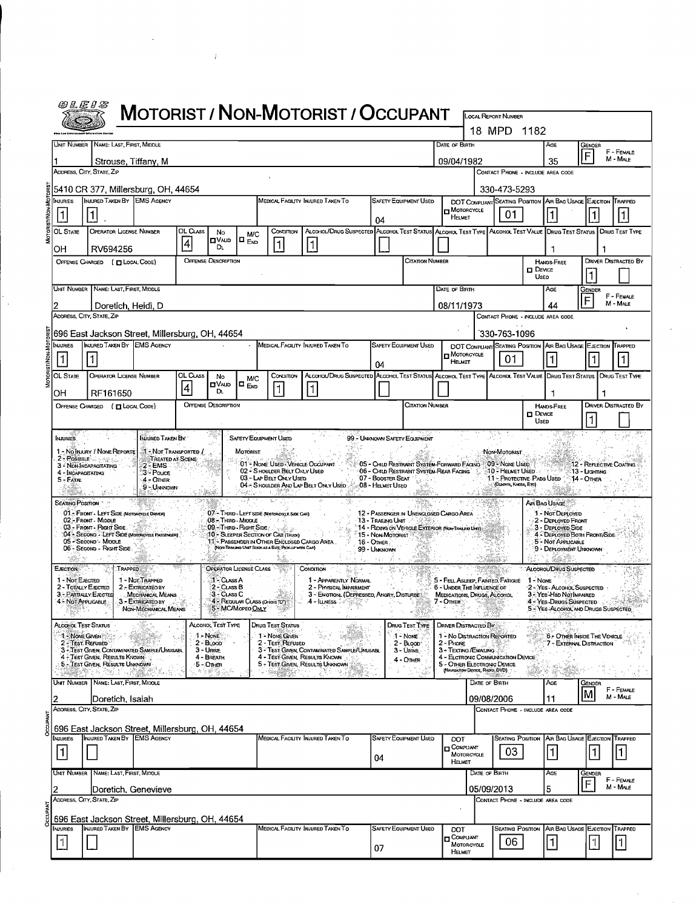# MOTORIST / NON-MOTORIST / OCCUPANT

OLEIS

| LOCAL REPORT NUMBER |
|---|
| 18 MPD 1182 |

## Motorist / Non-Motorist

| UNIT NUMBER | NAME: LAST, FIRST, MIDDLE | DATE OF BIRTH | AGE | GENDER (F - FEMALE, M - MALE) |
|---|---|---|---|---|
| 1 | Strouse, Tiffany, M | 09/04/1982 | 35 | F |

| ADDRESS, CITY, STATE, ZIP | CONTACT PHONE - INCLUDE AREA CODE |
|---|---|
| 5410 CR 377, Millersburg, OH, 44654 | 330-473-5293 |

| INJURIES | INJURED TAKEN BY | EMS AGENCY | MEDICAL FACILITY INJURED TAKEN TO | SAFETY EQUIPMENT USED | DOT COMPLIANT MOTORCYCLE HELMET | SEATING POSITION | AIR BAG USAGE | EJECTION | TRAPPED |
|---|---|---|---|---|---|---|---|---|---|
| 1 | 1 | | | 04 | | 01 | 1 | 1 | 1 |

| OL STATE | OPERATOR LICENSE NUMBER | OL CLASS | NO VALID DL | M/C END | CONDITION | ALCOHOL/DRUG SUSPECTED | ALCOHOL TEST STATUS | ALCOHOL TEST TYPE | ALCOHOL TEST VALUE | DRUG TEST STATUS | DRUG TEST TYPE |
|---|---|---|---|---|---|---|---|---|---|---|---|
| OH | RV694256 | 4 | | | 1 | 1 | | | | 1 | 1 |

| OFFENSE CHARGED ( LOCAL CODE) | OFFENSE DESCRIPTION | CITATION NUMBER | HANDS-FREE DEVICE USED | DRIVER DISTRACTED BY |
|---|---|---|---|---|
| | | | | 1 |

| UNIT NUMBER | NAME: LAST, FIRST, MIDDLE | DATE OF BIRTH | AGE | GENDER (F - FEMALE, M - MALE) |
|---|---|---|---|---|
| 2 | Doretich, Heidi, D | 08/11/1973 | 44 | F |

| ADDRESS, CITY, STATE, ZIP | CONTACT PHONE - INCLUDE AREA CODE |
|---|---|
| 696 East Jackson Street, Millersburg, OH, 44654 | 330-763-1096 |

| INJURIES | INJURED TAKEN BY | EMS AGENCY | MEDICAL FACILITY INJURED TAKEN TO | SAFETY EQUIPMENT USED | DOT COMPLIANT MOTORCYCLE HELMET | SEATING POSITION | AIR BAG USAGE | EJECTION | TRAPPED |
|---|---|---|---|---|---|---|---|---|---|
| 1 | 1 | | | 04 | | 01 | 1 | 1 | 1 |

| OL STATE | OPERATOR LICENSE NUMBER | OL CLASS | NO VALID DL | M/C END | CONDITION | ALCOHOL/DRUG SUSPECTED | ALCOHOL TEST STATUS | ALCOHOL TEST TYPE | ALCOHOL TEST VALUE | DRUG TEST STATUS | DRUG TEST TYPE |
|---|---|---|---|---|---|---|---|---|---|---|---|
| OH | RF161650 | 4 | | | 1 | 1 | | | | 1 | 1 |

| OFFENSE CHARGED ( LOCAL CODE) | OFFENSE DESCRIPTION | CITATION NUMBER | HANDS-FREE DEVICE USED | DRIVER DISTRACTED BY |
|---|---|---|---|---|
| | | | | 1 |

## Codes

**INJURIES:** 1 - No Injury / None Reported; 2 - Possible; 3 - Non-Incapacitating; 4 - Incapacitating; 5 - Fatal

**INJURED TAKEN BY:** 1 - Not Transported / Treated at Scene; 2 - EMS; 3 - Police; 4 - Other; 9 - Unknown

**SAFETY EQUIPMENT USED:** 99 - Unknown Safety Equipment
- Motorist: 01 - None Used - Vehicle Occupant; 02 - Shoulder Belt Only Used; 03 - Lap Belt Only Used; 04 - Shoulder and Lap Belt Only Used; 05 - Child Restraint System-Forward Facing; 06 - Child Restraint System-Rear Facing; 07 - Booster Seat; 08 - Helmet Used
- Non-Motorist: 09 - None Used; 10 - Helmet Used; 11 - Protective Pads Used (Elbows, Knees, Etc); 12 - Reflective Coating; 13 - Lighting; 14 - Other

**SEATING POSITION:** 01 - Front - Left Side (Motorcycle Driver); 02 - Front - Middle; 03 - Front - Right Side; 04 - Second - Left Side (Motorcycle Passenger); 05 - Second - Middle; 06 - Second - Right Side; 07 - Third - Left Side (Motorcycle Side Car); 08 - Third - Middle; 09 - Third - Right Side; 10 - Sleeper Section of Cab (Truck); 11 - Passenger in Other Enclosed Cargo Area (Non-Trailing Unit Such as a Bus, Pick-up with Cap); 12 - Passenger in Unenclosed Cargo Area; 13 - Trailing Unit; 14 - Riding on Vehicle Exterior (Non-Trailing Unit); 15 - Non-Motorist; 16 - Other; 99 - Unknown

**AIR BAG USAGE:** 1 - Not Deployed; 2 - Deployed Front; 3 - Deployed Side; 4 - Deployed Both Front/Side; 5 - Not Applicable; 9 - Deployment Unknown

**EJECTION:** 1 - Not Ejected; 2 - Totally Ejected; 3 - Partially Ejected; 4 - Not Applicable

**TRAPPED:** 1 - Not Trapped; 2 - Extricated by Mechanical Means; 3 - Extricated by Non-Mechanical Means

**OPERATOR LICENSE CLASS:** 1 - Class A; 2 - Class B; 3 - Class C; 4 - Regular Class (Ohio is "D"); 5 - M/C Moped Only

**CONDITION:** 1 - Apparently Normal; 2 - Physical Impairment; 3 - Emotional (Depressed, Angry, Disturbed); 4 - Illness; 5 - Fell Asleep, Fainted, Fatigue; 6 - Under the Influence of Medications, Drugs, Alcohol; 7 - Other

**ALCOHOL/DRUG SUSPECTED:** 1 - None; 2 - Yes - Alcohol Suspected; 3 - Yes - HBD Not Impaired; 4 - Yes - Drugs Suspected; 5 - Yes - Alcohol and Drugs Suspected

**ALCOHOL TEST STATUS:** 1 - None Given; 2 - Test Refused; 3 - Test Given, Contaminated Sample/Unusabl; 4 - Test Given, Results Known; 5 - Test Given, Results Unknown

**ALCOHOL TEST TYPE:** 1 - None; 2 - Blood; 3 - Urine; 4 - Breath; 5 - Other

**DRUG TEST STATUS:** 1 - None Given; 2 - Test Refused; 3 - Test Given, Contaminated Sample/Unusabl; 4 - Test Given, Results Known; 5 - Test Given, Results Unknown

**DRUG TEST TYPE:** 1 - None; 2 - Blood; 3 - Urine; 4 - Other

**DRIVER DISTRACTED BY:** 1 - No Distraction Reported; 2 - Phone; 3 - Texting /Emailing; 4 - Electronic Communication Device; 5 - Other Electronic Device (Navigation Device, Radio, DVD); 6 - Other Inside the Vehicle; 7 - External Distraction

## Occupant

| UNIT NUMBER | NAME: LAST, FIRST, MIDDLE | DATE OF BIRTH | AGE | GENDER (F - FEMALE, M - MALE) |
|---|---|---|---|---|
| 2 | Doretich, Isaiah | 09/08/2006 | 11 | M |

| ADDRESS, CITY, STATE, ZIP | CONTACT PHONE - INCLUDE AREA CODE |
|---|---|
| 696 East Jackson Street, Millersburg, OH, 44654 | |

| INJURIES | INJURED TAKEN BY | EMS AGENCY | MEDICAL FACILITY INJURED TAKEN TO | SAFETY EQUIPMENT USED | DOT COMPLIANT MOTORCYCLE HELMET | SEATING POSITION | AIR BAG USAGE | EJECTION | TRAPPED |
|---|---|---|---|---|---|---|---|---|---|
| 1 | | | | 04 | | 03 | 1 | 1 | 1 |

| UNIT NUMBER | NAME: LAST, FIRST, MIDDLE | DATE OF BIRTH | AGE | GENDER (F - FEMALE, M - MALE) |
|---|---|---|---|---|
| 2 | Doretich, Genevieve | 05/09/2013 | 5 | F |

| ADDRESS, CITY, STATE, ZIP | CONTACT PHONE - INCLUDE AREA CODE |
|---|---|
| 696 East Jackson Street, Millersburg, OH, 44654 | |

| INJURIES | INJURED TAKEN BY | EMS AGENCY | MEDICAL FACILITY INJURED TAKEN TO | SAFETY EQUIPMENT USED | DOT COMPLIANT MOTORCYCLE HELMET | SEATING POSITION | AIR BAG USAGE | EJECTION | TRAPPED |
|---|---|---|---|---|---|---|---|---|---|
| 1 | | | | 07 | | 06 | 1 | 1 | 1 |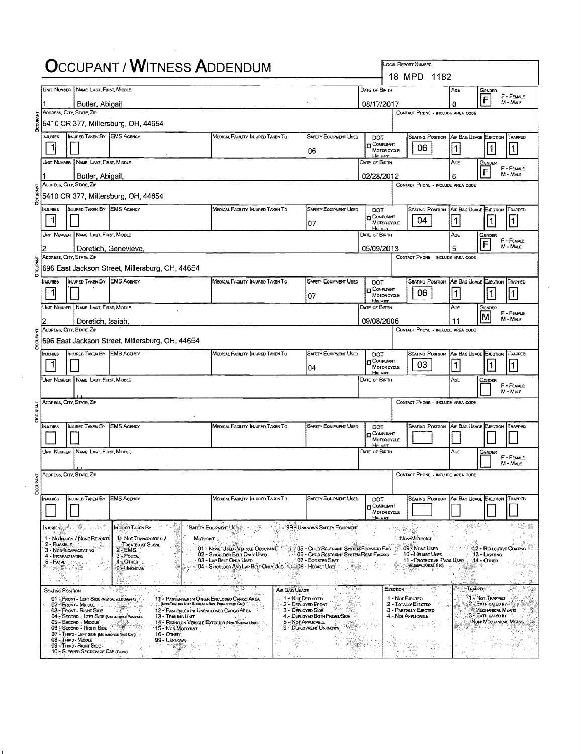# Occupant / Witness Addendum

**Local Report Number:** 18 MPD 1182

## Occupant

| Unit Number | Name: Last, First, Middle | Date of Birth | Age | Gender |
|---|---|---|---|---|
| 1 | Butler, Abigail, | 08/17/2017 | 0 | F |

**Address, City, State, Zip:** 5410 CR 377, Millersburg, OH, 44654

**Contact Phone - Include Area Code:**

| Injuries | Injured Taken By | EMS Agency | Medical Facility Injured Taken To | Safety Equipment Used | DOT Compliant Motorcycle Helmet | Seating Position | Air Bag Usage | Ejection | Trapped |
|---|---|---|---|---|---|---|---|---|---|
| 1 | | | | 06 | | 06 | 1 | 1 | 1 |

## Occupant

| Unit Number | Name: Last, First, Middle | Date of Birth | Age | Gender |
|---|---|---|---|---|
| 1 | Butler, Abigail, | 02/28/2012 | 6 | F |

**Address, City, State, Zip:** 5410 CR 377, Millersburg, OH, 44654

**Contact Phone - Include Area Code:**

| Injuries | Injured Taken By | EMS Agency | Medical Facility Injured Taken To | Safety Equipment Used | DOT Compliant Motorcycle Helmet | Seating Position | Air Bag Usage | Ejection | Trapped |
|---|---|---|---|---|---|---|---|---|---|
| 1 | | | | 07 | | 04 | 1 | 1 | 1 |

## Occupant

| Unit Number | Name: Last, First, Middle | Date of Birth | Age | Gender |
|---|---|---|---|---|
| 2 | Doretich, Genevieve, | 05/09/2013 | 5 | F |

**Address, City, State, Zip:** 696 East Jackson Street, Millersburg, OH, 44654

**Contact Phone - Include Area Code:**

| Injuries | Injured Taken By | EMS Agency | Medical Facility Injured Taken To | Safety Equipment Used | DOT Compliant Motorcycle Helmet | Seating Position | Air Bag Usage | Ejection | Trapped |
|---|---|---|---|---|---|---|---|---|---|
| 1 | | | | 07 | | 06 | 1 | 1 | 1 |

## Occupant

| Unit Number | Name: Last, First, Middle | Date of Birth | Age | Gender |
|---|---|---|---|---|
| 2 | Doretich, Isaiah, | 09/08/2006 | 11 | M |

**Address, City, State, Zip:** 696 East Jackson Street, Millersburg, OH, 44654

**Contact Phone - Include Area Code:**

| Injuries | Injured Taken By | EMS Agency | Medical Facility Injured Taken To | Safety Equipment Used | DOT Compliant Motorcycle Helmet | Seating Position | Air Bag Usage | Ejection | Trapped |
|---|---|---|---|---|---|---|---|---|---|
| 1 | | | | 04 | | 03 | 1 | 1 | 1 |

## Occupant

| Unit Number | Name: Last, First, Middle | Date of Birth | Age | Gender |
|---|---|---|---|---|
| | , , | | | |

**Address, City, State, Zip:**

**Contact Phone - Include Area Code:**

| Injuries | Injured Taken By | EMS Agency | Medical Facility Injured Taken To | Safety Equipment Used | DOT Compliant Motorcycle Helmet | Seating Position | Air Bag Usage | Ejection | Trapped |
|---|---|---|---|---|---|---|---|---|---|
| | | | | | | | | | |

## Occupant

| Unit Number | Name: Last, First, Middle | Date of Birth | Age | Gender |
|---|---|---|---|---|
| | , , | | | |

**Address, City, State, Zip:**

**Contact Phone - Include Area Code:**

| Injuries | Injured Taken By | EMS Agency | Medical Facility Injured Taken To | Safety Equipment Used | DOT Compliant Motorcycle Helmet | Seating Position | Air Bag Usage | Ejection | Trapped |
|---|---|---|---|---|---|---|---|---|---|
| | | | | | | | | | |

---

**Injuries**
- 1 - No Injury / None Reported
- 2 - Possible
- 3 - Non-Incapacitating
- 4 - Incapacitating
- 5 - Fatal

**Injured Taken By**
- 1 - Not Transported / Treated at Scene
- 2 - EMS
- 3 - Police
- 4 - Other
- 9 - Unknown

**Safety Equipment Used**

*Motorist*
- 01 - None Used - Vehicle Occupant
- 02 - Shoulder Belt Only Used
- 03 - Lap Belt Only Used
- 04 - Shoulder And Lap Belt Only Used
- 05 - Child Restraint System-Forward Facing
- 06 - Child Restraint System-Rear Facing
- 07 - Booster Seat
- 08 - Helmet Used
- 99 - Unknown Safety Equipment

*Non-Motorist*
- 09 - None Used
- 10 - Helmet Used
- 11 - Protective Pads Used (Elbows, Knees, Etc)
- 12 - Reflective Coating
- 13 - Lighting
- 14 - Other

**Seating Position**
- 01 - Front - Left Side (Motorcycle Driver)
- 02 - Front - Middle
- 03 - Front - Right Side
- 04 - Second - Left Side (Motorcycle Passenger)
- 05 - Second - Middle
- 06 - Second - Right Side
- 07 - Third - Left Side (Motorcycle Side Car)
- 08 - Third - Middle
- 09 - Third - Right Side
- 10 - Sleeper Section of Cab (Truck)
- 11 - Passenger in Other Enclosed Cargo Area (Non-Trailing Unit Such as a Bus, Pickup with Cap)
- 12 - Passenger in Unenclosed Cargo Area
- 13 - Trailing Unit
- 14 - Riding on Vehicle Exterior (Non-Trailing Unit)
- 15 - Non-Motorist
- 16 - Other
- 99 - Unknown

**Air Bag Usage**
- 1 - Not Deployed
- 2 - Deployed Front
- 3 - Deployed Side
- 4 - Deployed Both Front/Side
- 5 - Not Applicable
- 9 - Deployment Unknown

**Ejection**
- 1 - Not Ejected
- 2 - Totally Ejected
- 3 - Partially Ejected
- 4 - Not Applicable

**Trapped**
- 1 - Not Trapped
- 2 - Extricated by Mechanical Means
- 3 - Extricated by Non-Mechanical Means